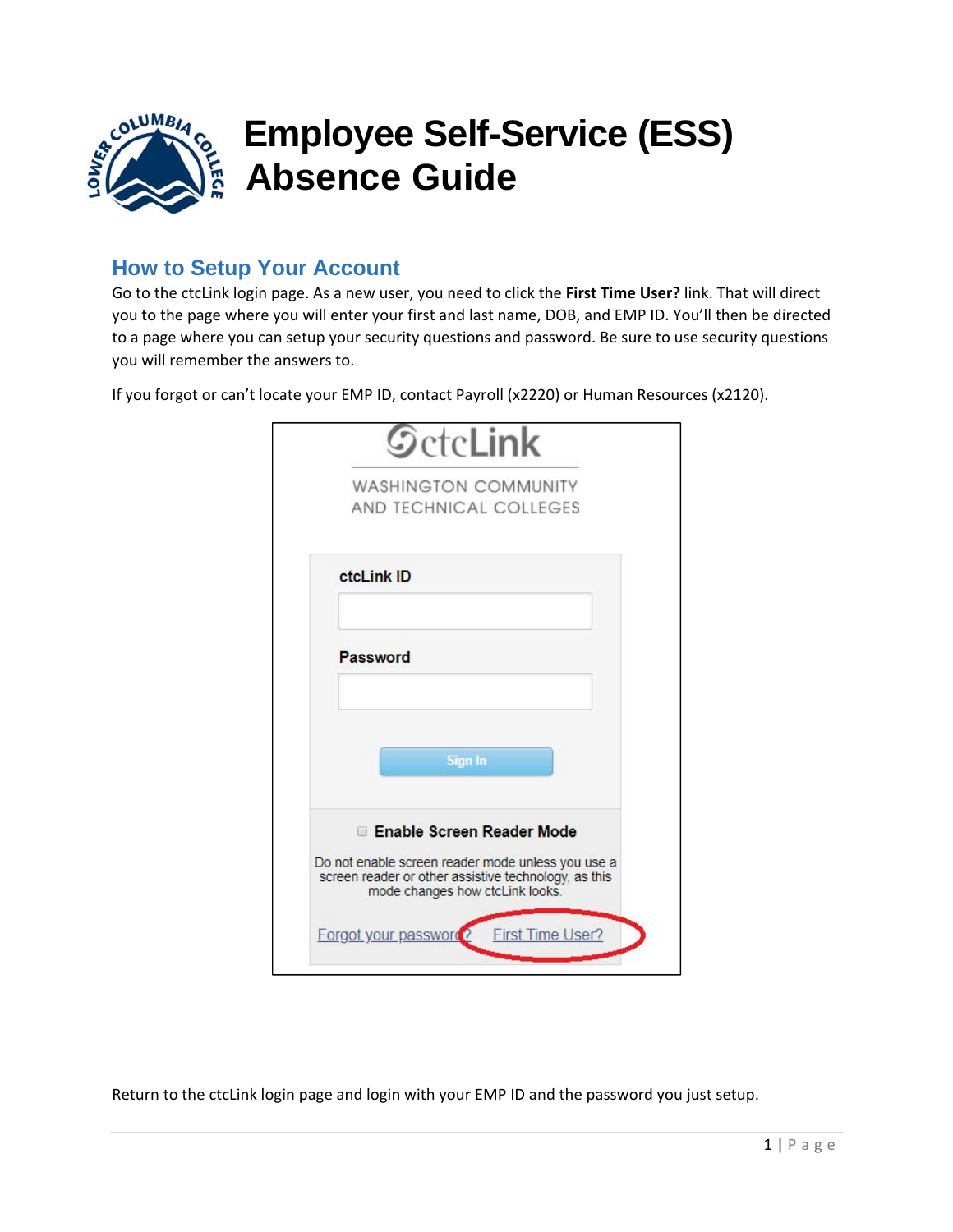# Employee Self-Service (ESS) Absence Guide

## How to Setup Your Account

Go to the ctcLink login page. As a new user, you need to click the **First Time User?** link. That will direct you to the page where you will enter your first and last name, DOB, and EMP ID. You'll then be directed to a page where you can setup your security questions and password. Be sure to use security questions you will remember the answers to.

If you forgot or can't locate your EMP ID, contact Payroll (x2220) or Human Resources (x2120).

Return to the ctcLink login page and login with your EMP ID and the password you just setup.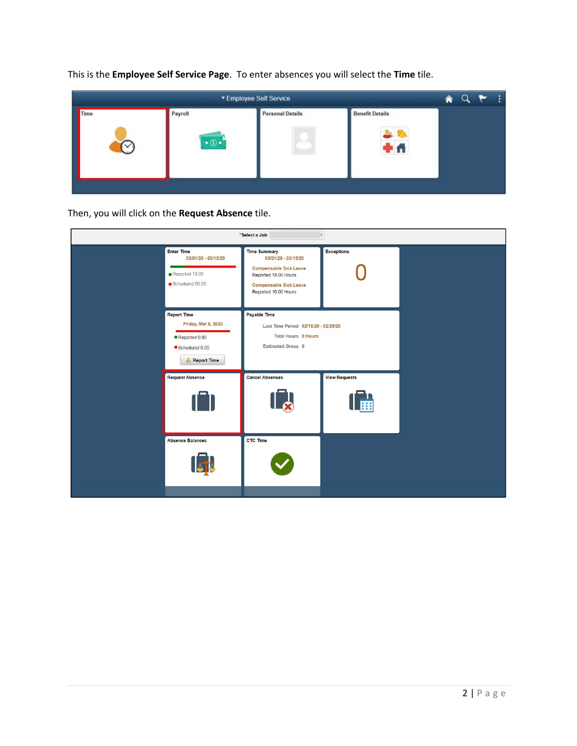This is the **Employee Self Service Page**. To enter absences you will select the **Time** tile.

Then, you will click on the **Request Absence** tile.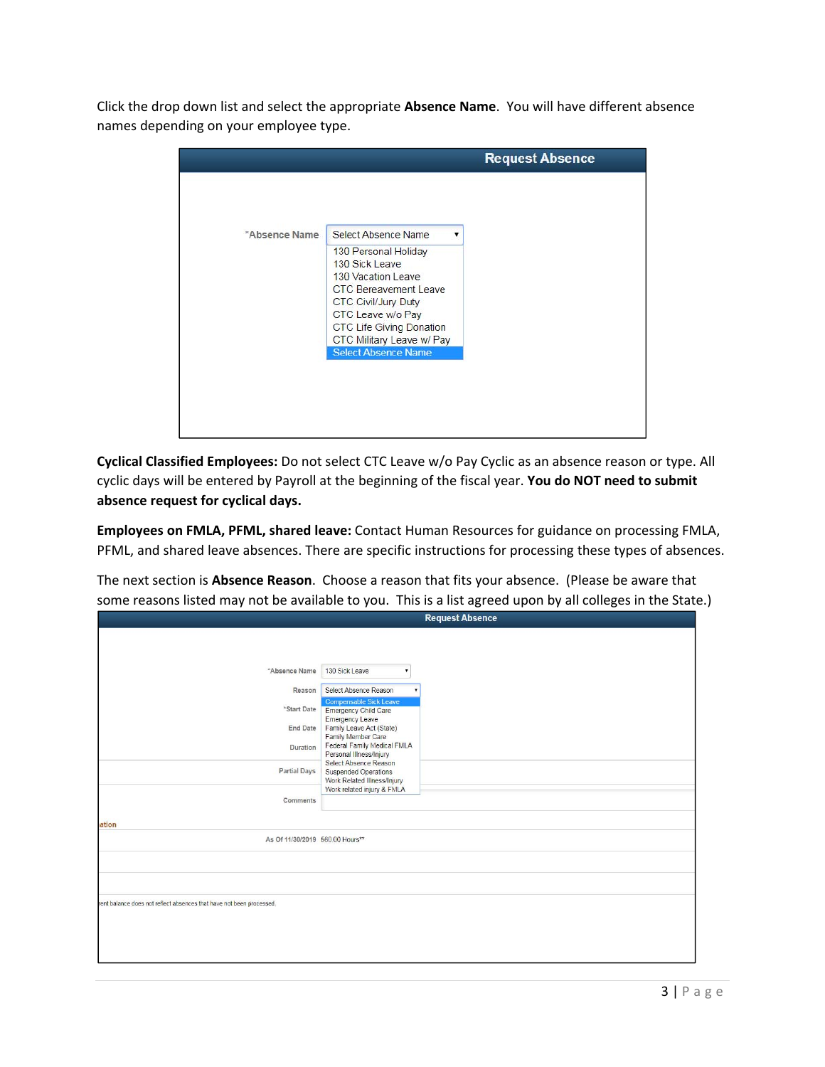Click the drop down list and select the appropriate **Absence Name**. You will have different absence names depending on your employee type.

**Request Absence**

*Absence Name: Select Absence Name

- 130 Personal Holiday
- 130 Sick Leave
- 130 Vacation Leave
- CTC Bereavement Leave
- CTC Civil/Jury Duty
- CTC Leave w/o Pay
- CTC Life Giving Donation
- CTC Military Leave w/ Pay
- Select Absence Name

**Cyclical Classified Employees:** Do not select CTC Leave w/o Pay Cyclic as an absence reason or type. All cyclic days will be entered by Payroll at the beginning of the fiscal year. **You do NOT need to submit absence request for cyclical days.**

**Employees on FMLA, PFML, shared leave:** Contact Human Resources for guidance on processing FMLA, PFML, and shared leave absences. There are specific instructions for processing these types of absences.

The next section is **Absence Reason**. Choose a reason that fits your absence. (Please be aware that some reasons listed may not be available to you. This is a list agreed upon by all colleges in the State.)

**Request Absence**

*Absence Name: 130 Sick Leave

Reason: Select Absence Reason

- Compensable Sick Leave
- Emergency Child Care
- Emergency Leave
- Family Leave Act (State)
- Family Member Care
- Federal Family Medical FMLA
- Personal Illness/Injury
- Select Absence Reason
- Suspended Operations
- Work Related Illness/Injury
- Work related injury & FMLA

*Start Date

End Date

Duration

Partial Days

Comments

ation

As Of 11/30/2019 560.00 Hours**

rent balance does not reflect absences that have not been processed.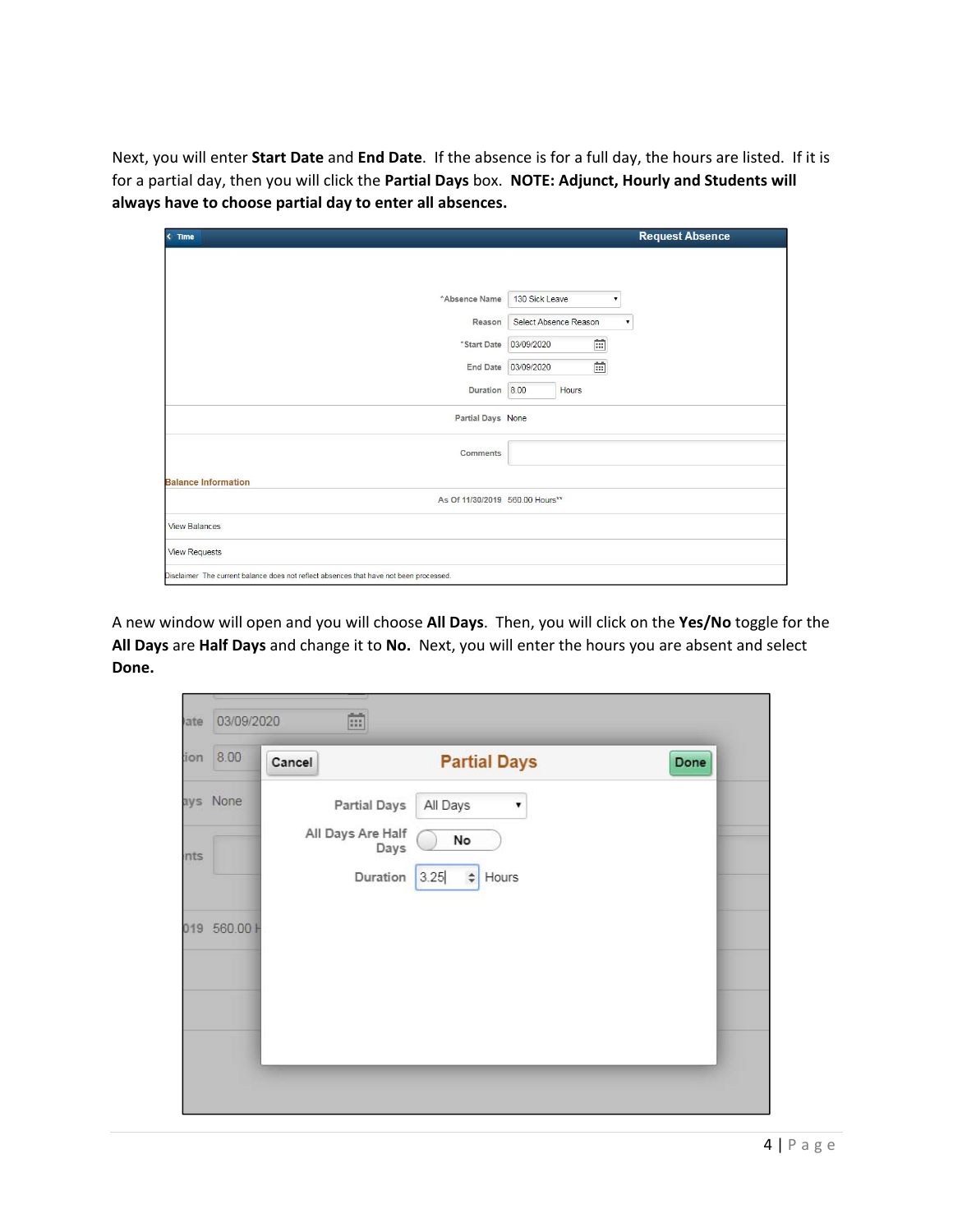Next, you will enter **Start Date** and **End Date**. If the absence is for a full day, the hours are listed. If it is for a partial day, then you will click the **Partial Days** box. **NOTE: Adjunct, Hourly and Students will always have to choose partial day to enter all absences.**

A new window will open and you will choose **All Days**. Then, you will click on the **Yes/No** toggle for the **All Days** are **Half Days** and change it to **No.** Next, you will enter the hours you are absent and select **Done.**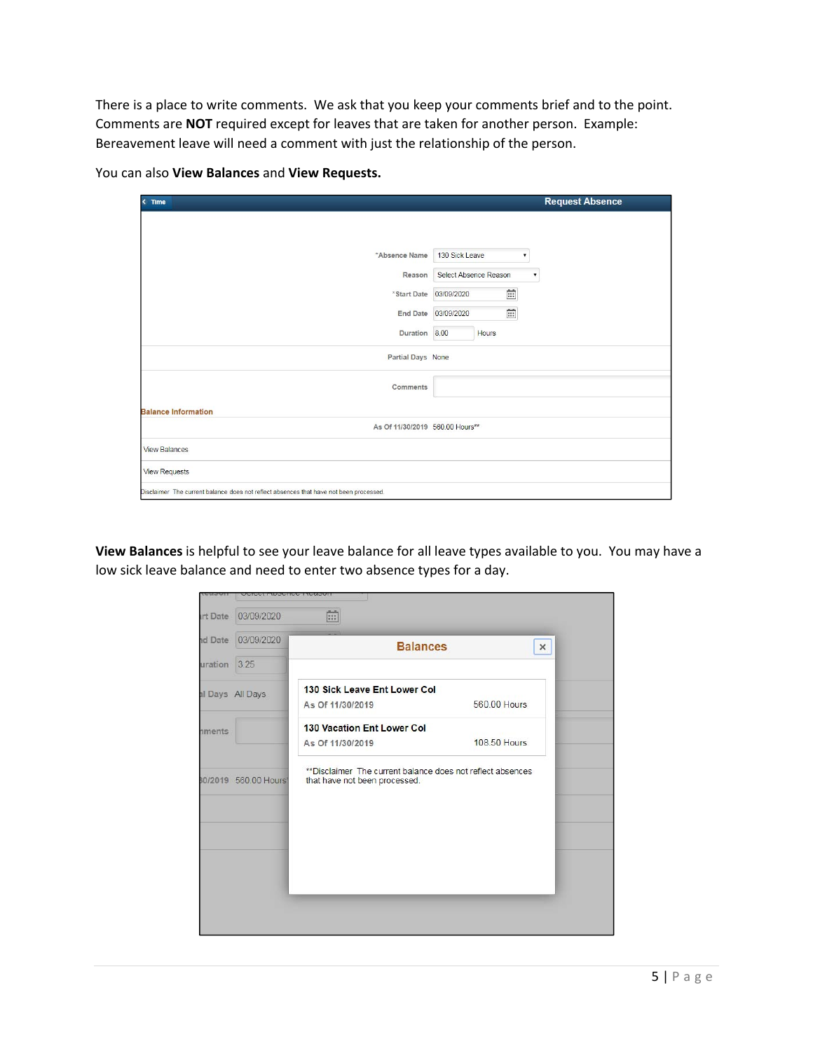There is a place to write comments. We ask that you keep your comments brief and to the point. Comments are **NOT** required except for leaves that are taken for another person. Example: Bereavement leave will need a comment with just the relationship of the person.

You can also **View Balances** and **View Requests.**

**View Balances** is helpful to see your leave balance for all leave types available to you. You may have a low sick leave balance and need to enter two absence types for a day.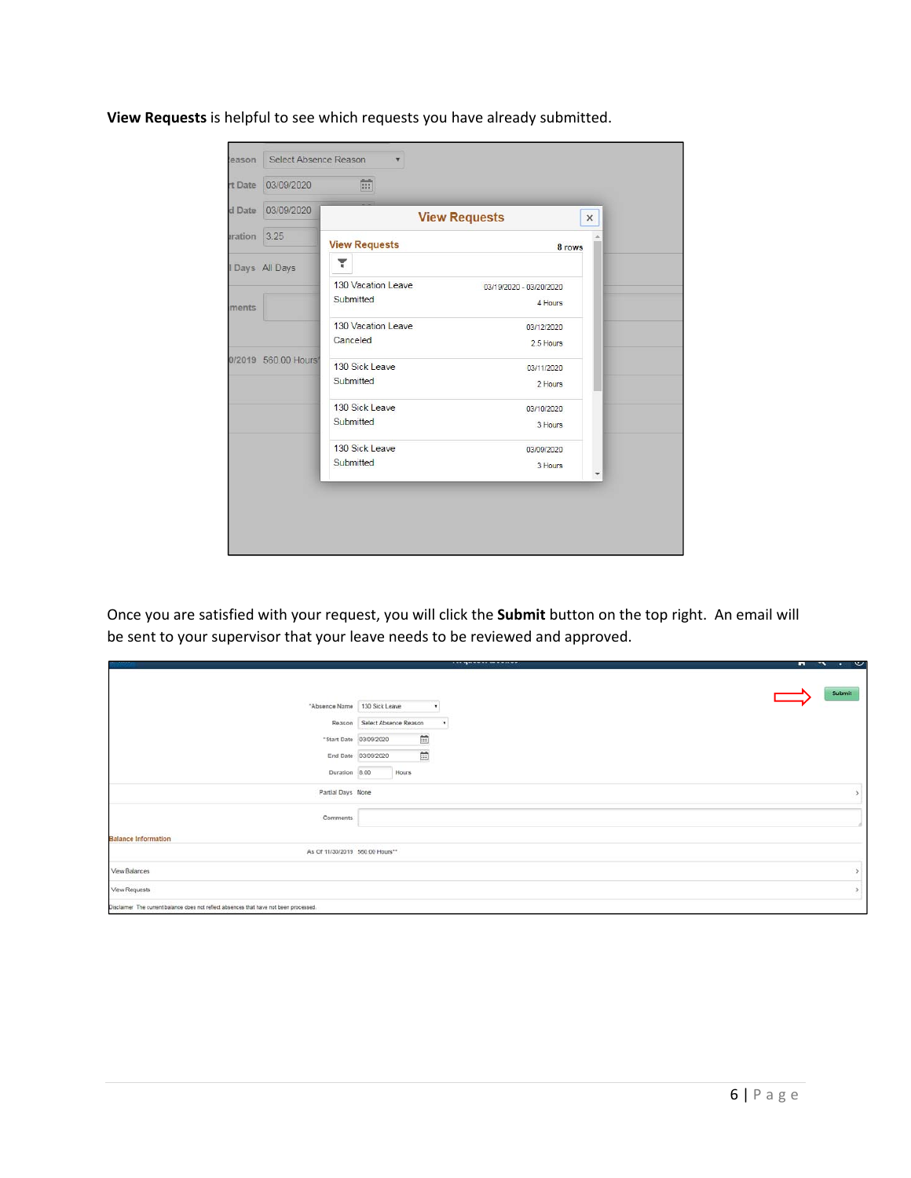**View Requests** is helpful to see which requests you have already submitted.

Once you are satisfied with your request, you will click the **Submit** button on the top right. An email will be sent to your supervisor that your leave needs to be reviewed and approved.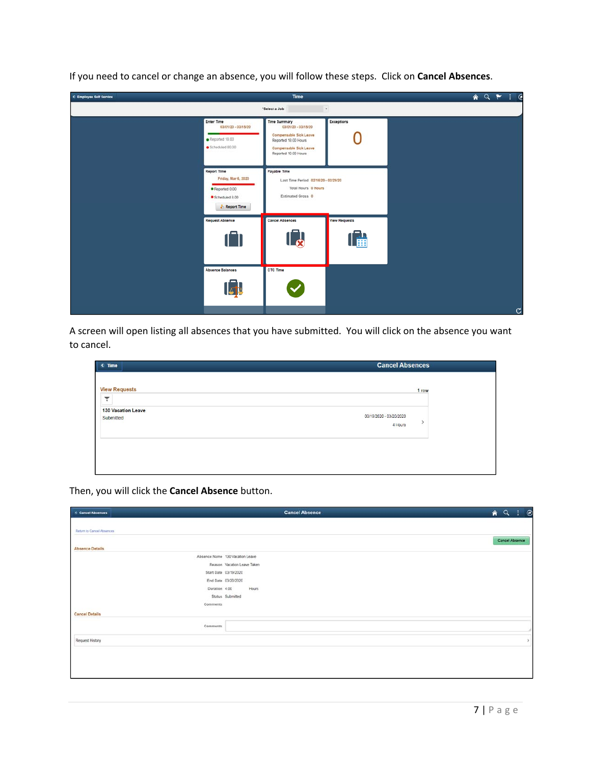If you need to cancel or change an absence, you will follow these steps. Click on **Cancel Absences**.

A screen will open listing all absences that you have submitted. You will click on the absence you want to cancel.

Then, you will click the **Cancel Absence** button.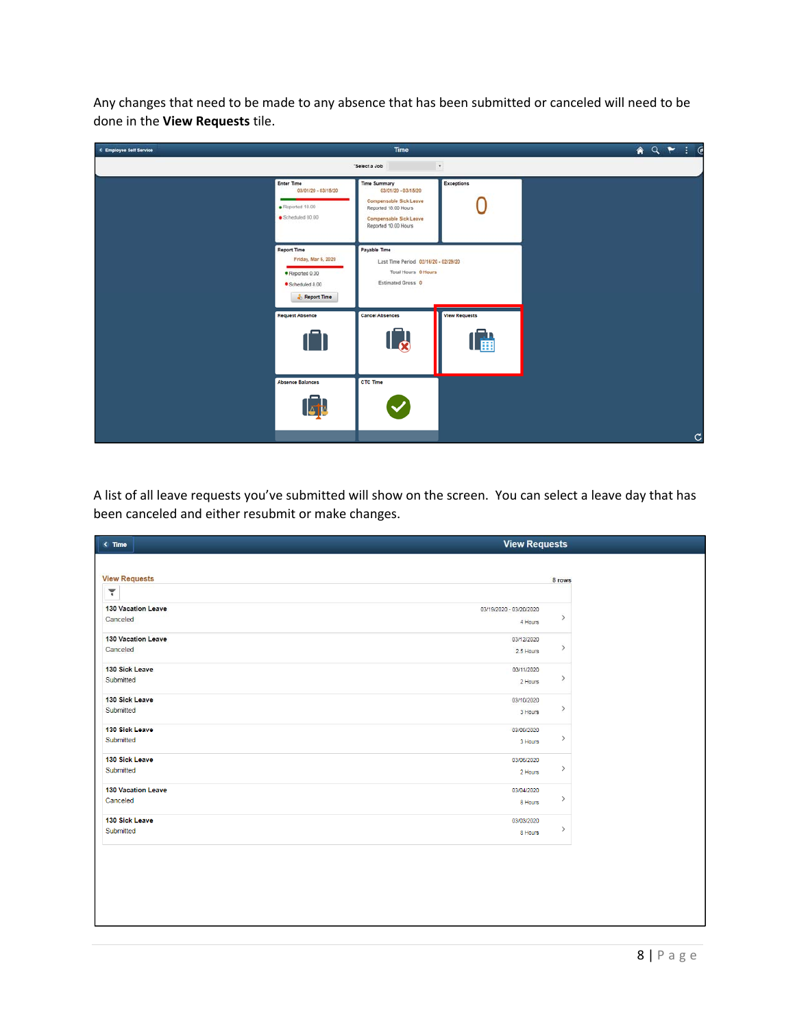Any changes that need to be made to any absence that has been submitted or canceled will need to be done in the **View Requests** tile.

A list of all leave requests you've submitted will show on the screen. You can select a leave day that has been canceled and either resubmit or make changes.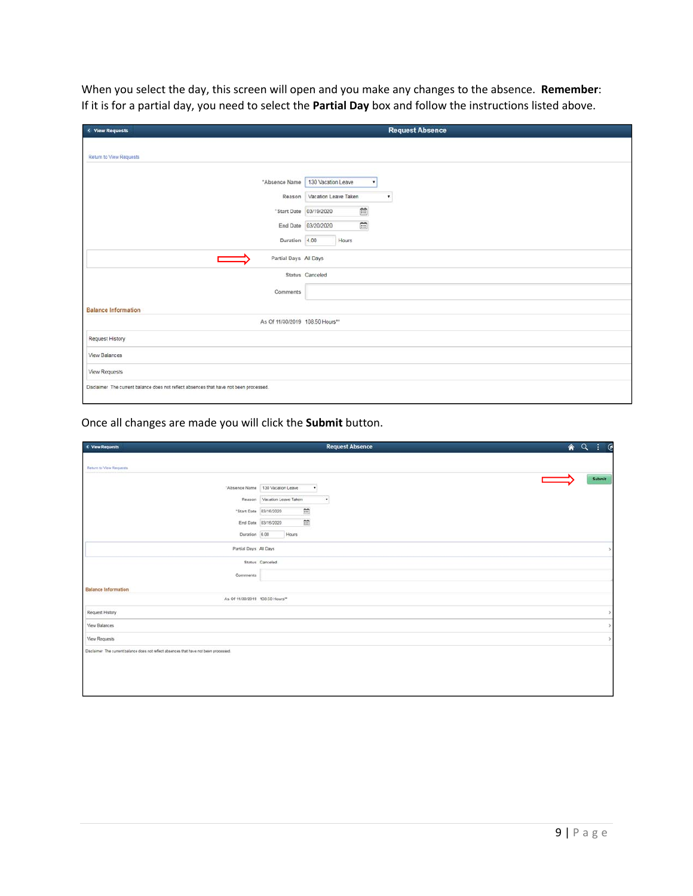When you select the day, this screen will open and you make any changes to the absence. **Remember**: If it is for a partial day, you need to select the **Partial Day** box and follow the instructions listed above.

View Requests

Request Absence

Return to View Requests

*Absence Name 130 Vacation Leave

Reason Vacation Leave Taken

*Start Date 03/19/2020

End Date 03/20/2020

Duration 4.00 Hours

Partial Days All Days

Status Canceled

Comments

Balance Information

As Of 11/30/2019 108.50 Hours**

Request History

View Balances

View Requests

Disclaimer The current balance does not reflect absences that have not been processed.

Once all changes are made you will click the **Submit** button.

View Requests

Request Absence

Return to View Requests

Submit

*Absence Name 130 Vacation Leave

Reason Vacation Leave Taken

*Start Date 03/16/2020

End Date 03/16/2020

Duration 6.00 Hours

Partial Days All Days

Status Canceled

Comments

Balance Information

As Of 11/30/2019 108.50 Hours**

Request History

View Balances

View Requests

Disclaimer The current balance does not reflect absences that have not been processed.